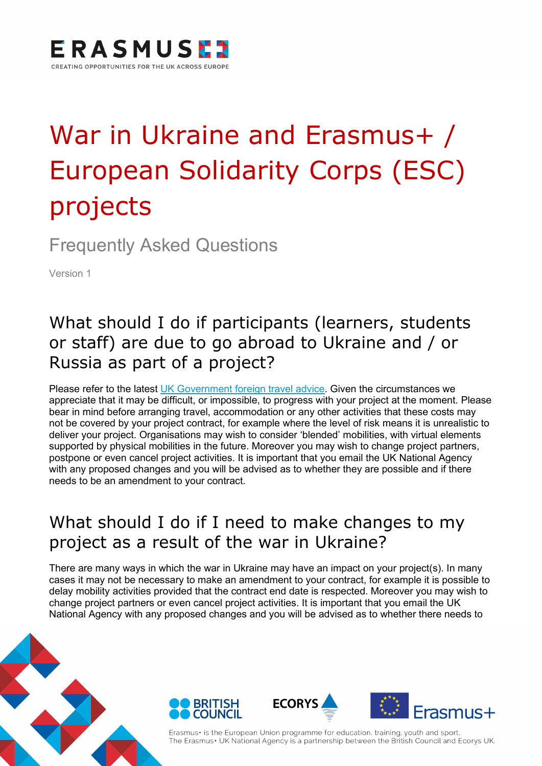# War in Ukraine and Erasmus+ / European Solidarity Corps (ESC) projects

Frequently Asked Questions

Version 1

## What should I do if participants (learners, students or staff) are due to go abroad to Ukraine and / or Russia as part of a project?

Please refer to the latest [UK Government foreign travel advice](). Given the circumstances we appreciate that it may be difficult, or impossible, to progress with your project at the moment. Please bear in mind before arranging travel, accommodation or any other activities that these costs may not be covered by your project contract, for example where the level of risk means it is unrealistic to deliver your project. Organisations may wish to consider 'blended' mobilities, with virtual elements supported by physical mobilities in the future. Moreover you may wish to change project partners, postpone or even cancel project activities. It is important that you email the UK National Agency with any proposed changes and you will be advised as to whether they are possible and if there needs to be an amendment to your contract.

## What should I do if I need to make changes to my project as a result of the war in Ukraine?

There are many ways in which the war in Ukraine may have an impact on your project(s). In many cases it may not be necessary to make an amendment to your contract, for example it is possible to delay mobility activities provided that the contract end date is respected. Moreover you may wish to change project partners or even cancel project activities. It is important that you email the UK National Agency with any proposed changes and you will be advised as to whether there needs to

Erasmus+ is the European Union programme for education, training, youth and sport.
The Erasmus+ UK National Agency is a partnership between the British Council and Ecorys UK.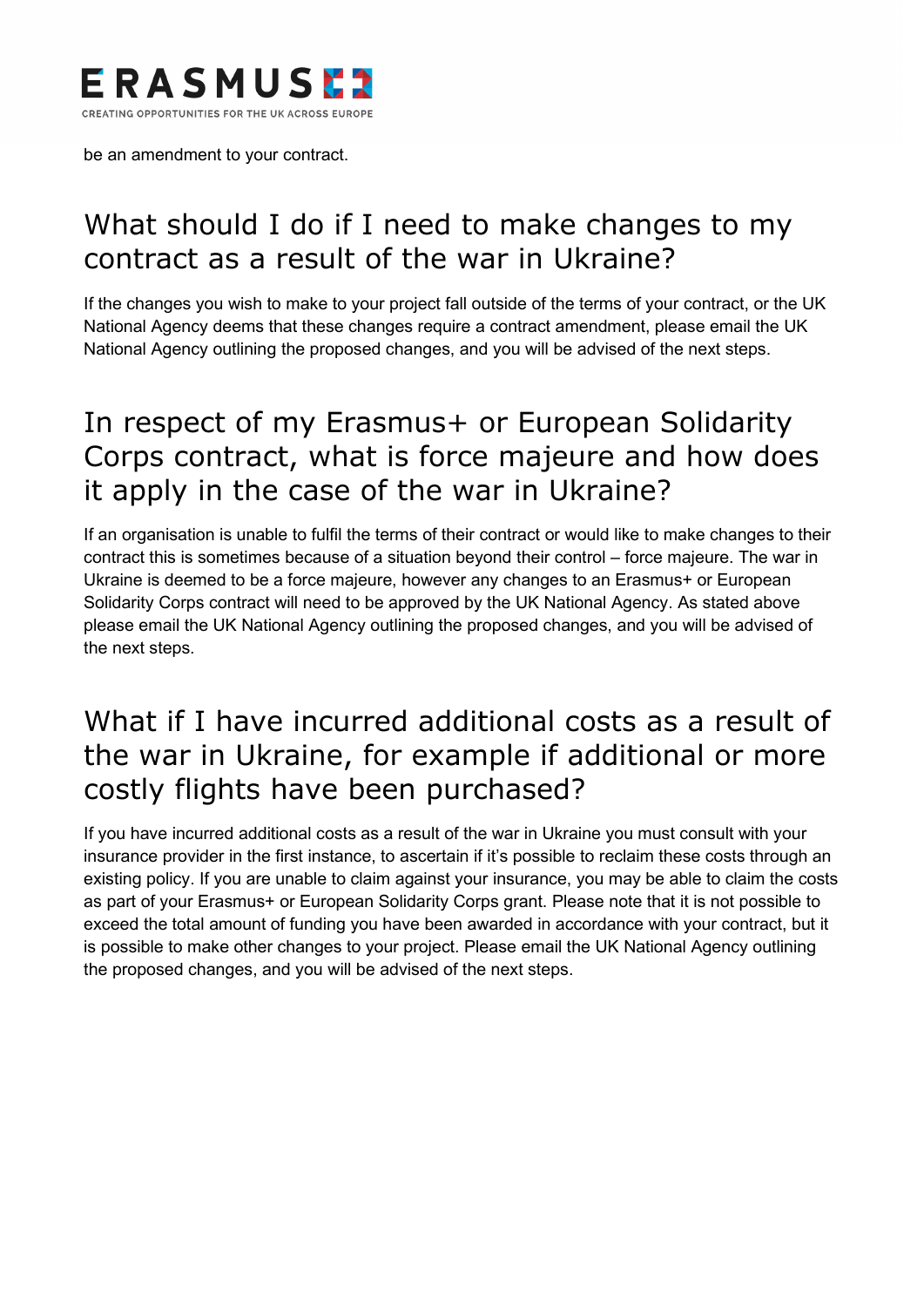be an amendment to your contract.

## What should I do if I need to make changes to my contract as a result of the war in Ukraine?

If the changes you wish to make to your project fall outside of the terms of your contract, or the UK National Agency deems that these changes require a contract amendment, please email the UK National Agency outlining the proposed changes, and you will be advised of the next steps.

## In respect of my Erasmus+ or European Solidarity Corps contract, what is force majeure and how does it apply in the case of the war in Ukraine?

If an organisation is unable to fulfil the terms of their contract or would like to make changes to their contract this is sometimes because of a situation beyond their control – force majeure. The war in Ukraine is deemed to be a force majeure, however any changes to an Erasmus+ or European Solidarity Corps contract will need to be approved by the UK National Agency. As stated above please email the UK National Agency outlining the proposed changes, and you will be advised of the next steps.

## What if I have incurred additional costs as a result of the war in Ukraine, for example if additional or more costly flights have been purchased?

If you have incurred additional costs as a result of the war in Ukraine you must consult with your insurance provider in the first instance, to ascertain if it's possible to reclaim these costs through an existing policy. If you are unable to claim against your insurance, you may be able to claim the costs as part of your Erasmus+ or European Solidarity Corps grant. Please note that it is not possible to exceed the total amount of funding you have been awarded in accordance with your contract, but it is possible to make other changes to your project. Please email the UK National Agency outlining the proposed changes, and you will be advised of the next steps.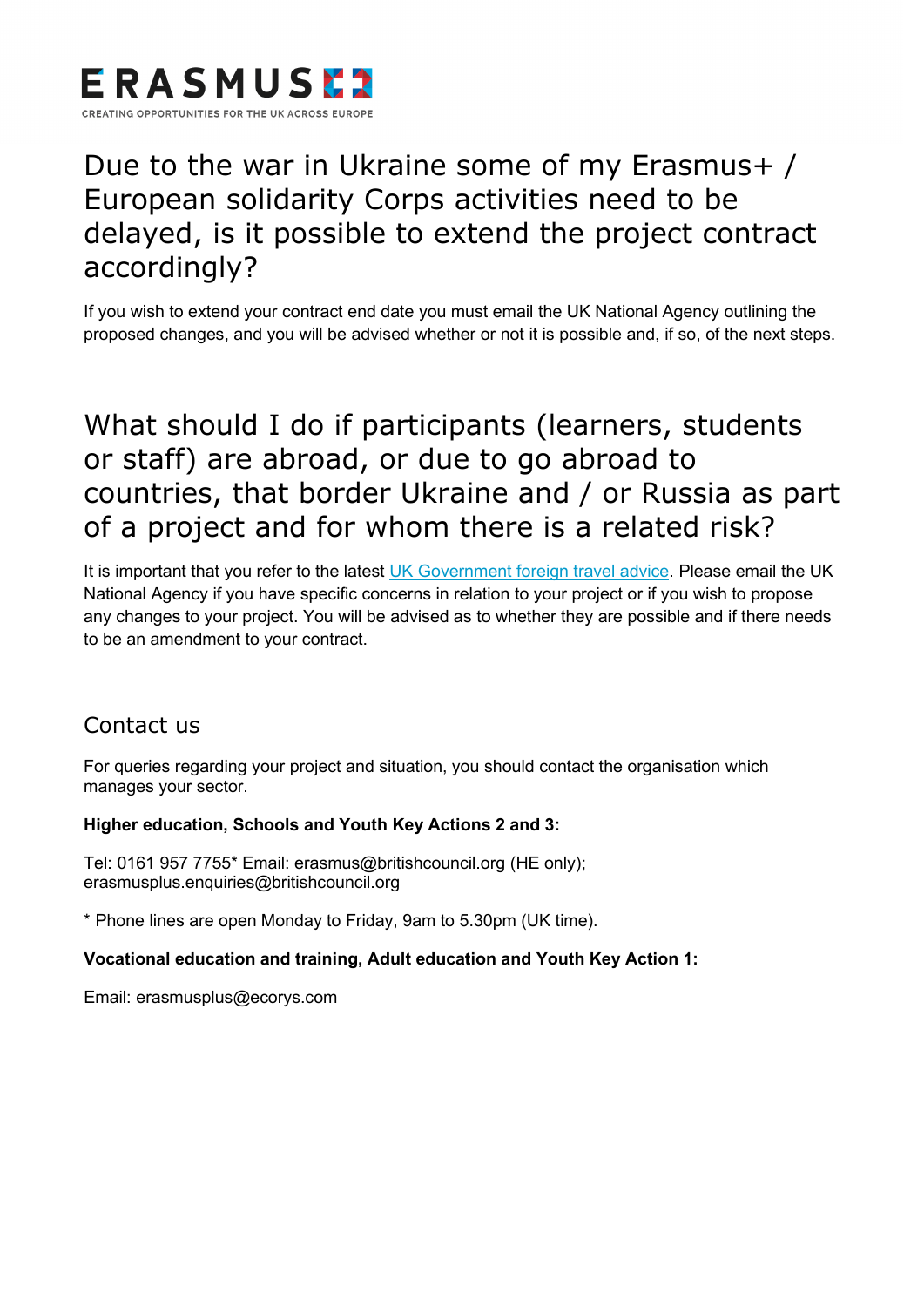# Due to the war in Ukraine some of my Erasmus+ / European solidarity Corps activities need to be delayed, is it possible to extend the project contract accordingly?

If you wish to extend your contract end date you must email the UK National Agency outlining the proposed changes, and you will be advised whether or not it is possible and, if so, of the next steps.

# What should I do if participants (learners, students or staff) are abroad, or due to go abroad to countries, that border Ukraine and / or Russia as part of a project and for whom there is a related risk?

It is important that you refer to the latest UK Government foreign travel advice. Please email the UK National Agency if you have specific concerns in relation to your project or if you wish to propose any changes to your project. You will be advised as to whether they are possible and if there needs to be an amendment to your contract.

## Contact us

For queries regarding your project and situation, you should contact the organisation which manages your sector.

**Higher education, Schools and Youth Key Actions 2 and 3:**

Tel: 0161 957 7755* Email: erasmus@britishcouncil.org (HE only); erasmusplus.enquiries@britishcouncil.org

* Phone lines are open Monday to Friday, 9am to 5.30pm (UK time).

**Vocational education and training, Adult education and Youth Key Action 1:**

Email: erasmusplus@ecorys.com